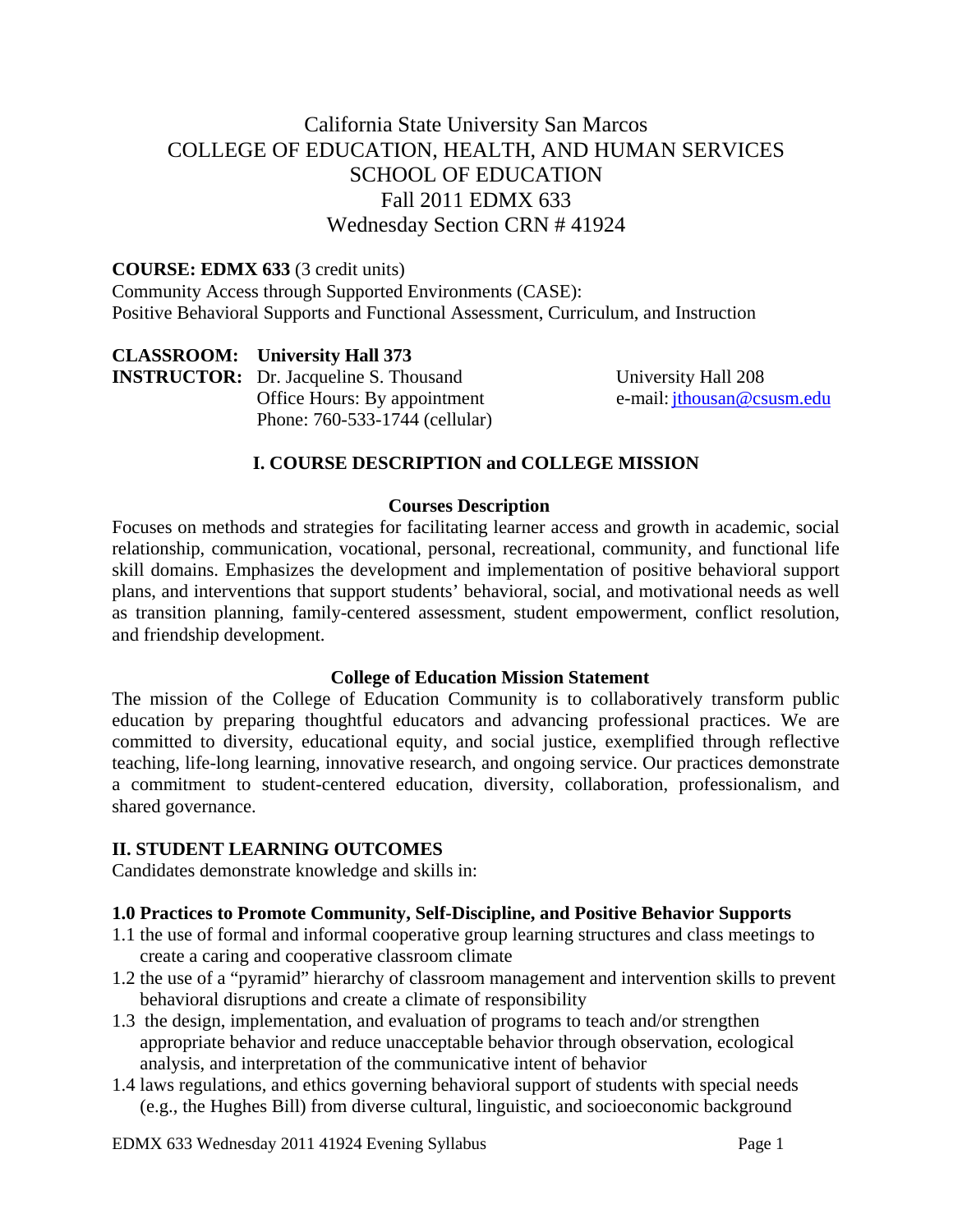# California State University San Marcos
## COLLEGE OF EDUCATION, HEALTH, AND HUMAN SERVICES
## SCHOOL OF EDUCATION
## Fall 2011 EDMX 633
## Wednesday Section CRN # 41924

**COURSE: EDMX 633** (3 credit units)
Community Access through Supported Environments (CASE):
Positive Behavioral Supports and Functional Assessment, Curriculum, and Instruction

**CLASSROOM: University Hall 373**
**INSTRUCTOR:** Dr. Jacqueline S. Thousand
Office Hours: By appointment
Phone: 760-533-1744 (cellular)
University Hall 208
e-mail: jthousan@csusm.edu

## I. COURSE DESCRIPTION and COLLEGE MISSION

### Courses Description

Focuses on methods and strategies for facilitating learner access and growth in academic, social relationship, communication, vocational, personal, recreational, community, and functional life skill domains. Emphasizes the development and implementation of positive behavioral support plans, and interventions that support students' behavioral, social, and motivational needs as well as transition planning, family-centered assessment, student empowerment, conflict resolution, and friendship development.

### College of Education Mission Statement

The mission of the College of Education Community is to collaboratively transform public education by preparing thoughtful educators and advancing professional practices. We are committed to diversity, educational equity, and social justice, exemplified through reflective teaching, life-long learning, innovative research, and ongoing service. Our practices demonstrate a commitment to student-centered education, diversity, collaboration, professionalism, and shared governance.

## II. STUDENT LEARNING OUTCOMES

Candidates demonstrate knowledge and skills in:

**1.0 Practices to Promote Community, Self-Discipline, and Positive Behavior Supports**

1.1 the use of formal and informal cooperative group learning structures and class meetings to create a caring and cooperative classroom climate
1.2 the use of a "pyramid" hierarchy of classroom management and intervention skills to prevent behavioral disruptions and create a climate of responsibility
1.3 the design, implementation, and evaluation of programs to teach and/or strengthen appropriate behavior and reduce unacceptable behavior through observation, ecological analysis, and interpretation of the communicative intent of behavior
1.4 laws regulations, and ethics governing behavioral support of students with special needs (e.g., the Hughes Bill) from diverse cultural, linguistic, and socioeconomic background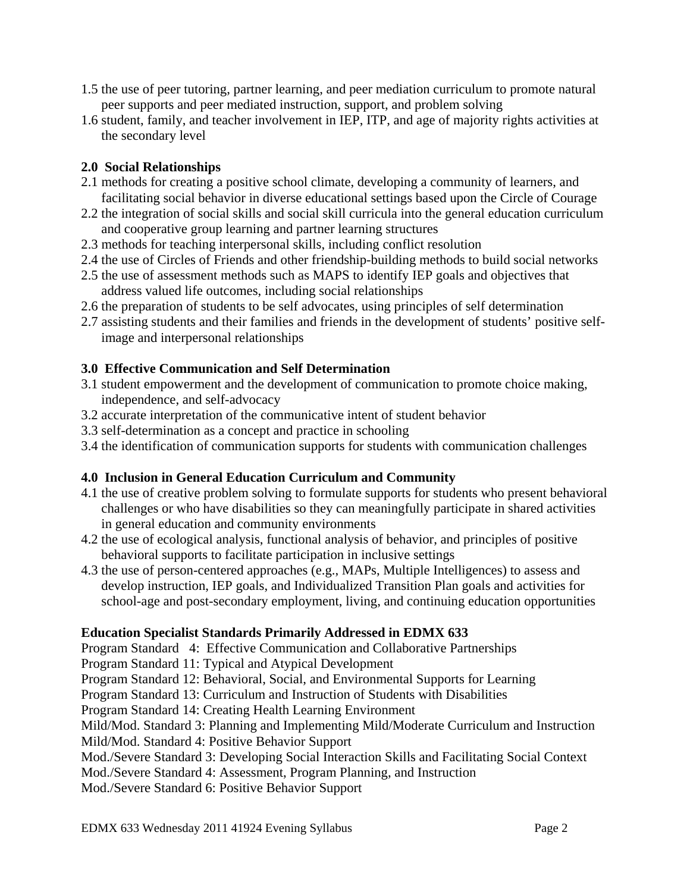1.5 the use of peer tutoring, partner learning, and peer mediation curriculum to promote natural peer supports and peer mediated instruction, support, and problem solving

1.6 student, family, and teacher involvement in IEP, ITP, and age of majority rights activities at the secondary level

**2.0 Social Relationships**

2.1 methods for creating a positive school climate, developing a community of learners, and facilitating social behavior in diverse educational settings based upon the Circle of Courage

2.2 the integration of social skills and social skill curricula into the general education curriculum and cooperative group learning and partner learning structures

2.3 methods for teaching interpersonal skills, including conflict resolution

2.4 the use of Circles of Friends and other friendship-building methods to build social networks

2.5 the use of assessment methods such as MAPS to identify IEP goals and objectives that address valued life outcomes, including social relationships

2.6 the preparation of students to be self advocates, using principles of self determination

2.7 assisting students and their families and friends in the development of students' positive self-image and interpersonal relationships

**3.0 Effective Communication and Self Determination**

3.1 student empowerment and the development of communication to promote choice making, independence, and self-advocacy

3.2 accurate interpretation of the communicative intent of student behavior

3.3 self-determination as a concept and practice in schooling

3.4 the identification of communication supports for students with communication challenges

**4.0 Inclusion in General Education Curriculum and Community**

4.1 the use of creative problem solving to formulate supports for students who present behavioral challenges or who have disabilities so they can meaningfully participate in shared activities in general education and community environments

4.2 the use of ecological analysis, functional analysis of behavior, and principles of positive behavioral supports to facilitate participation in inclusive settings

4.3 the use of person-centered approaches (e.g., MAPs, Multiple Intelligences) to assess and develop instruction, IEP goals, and Individualized Transition Plan goals and activities for school-age and post-secondary employment, living, and continuing education opportunities

**Education Specialist Standards Primarily Addressed in EDMX 633**

Program Standard 4: Effective Communication and Collaborative Partnerships
Program Standard 11: Typical and Atypical Development
Program Standard 12: Behavioral, Social, and Environmental Supports for Learning
Program Standard 13: Curriculum and Instruction of Students with Disabilities
Program Standard 14: Creating Health Learning Environment
Mild/Mod. Standard 3: Planning and Implementing Mild/Moderate Curriculum and Instruction
Mild/Mod. Standard 4: Positive Behavior Support
Mod./Severe Standard 3: Developing Social Interaction Skills and Facilitating Social Context
Mod./Severe Standard 4: Assessment, Program Planning, and Instruction
Mod./Severe Standard 6: Positive Behavior Support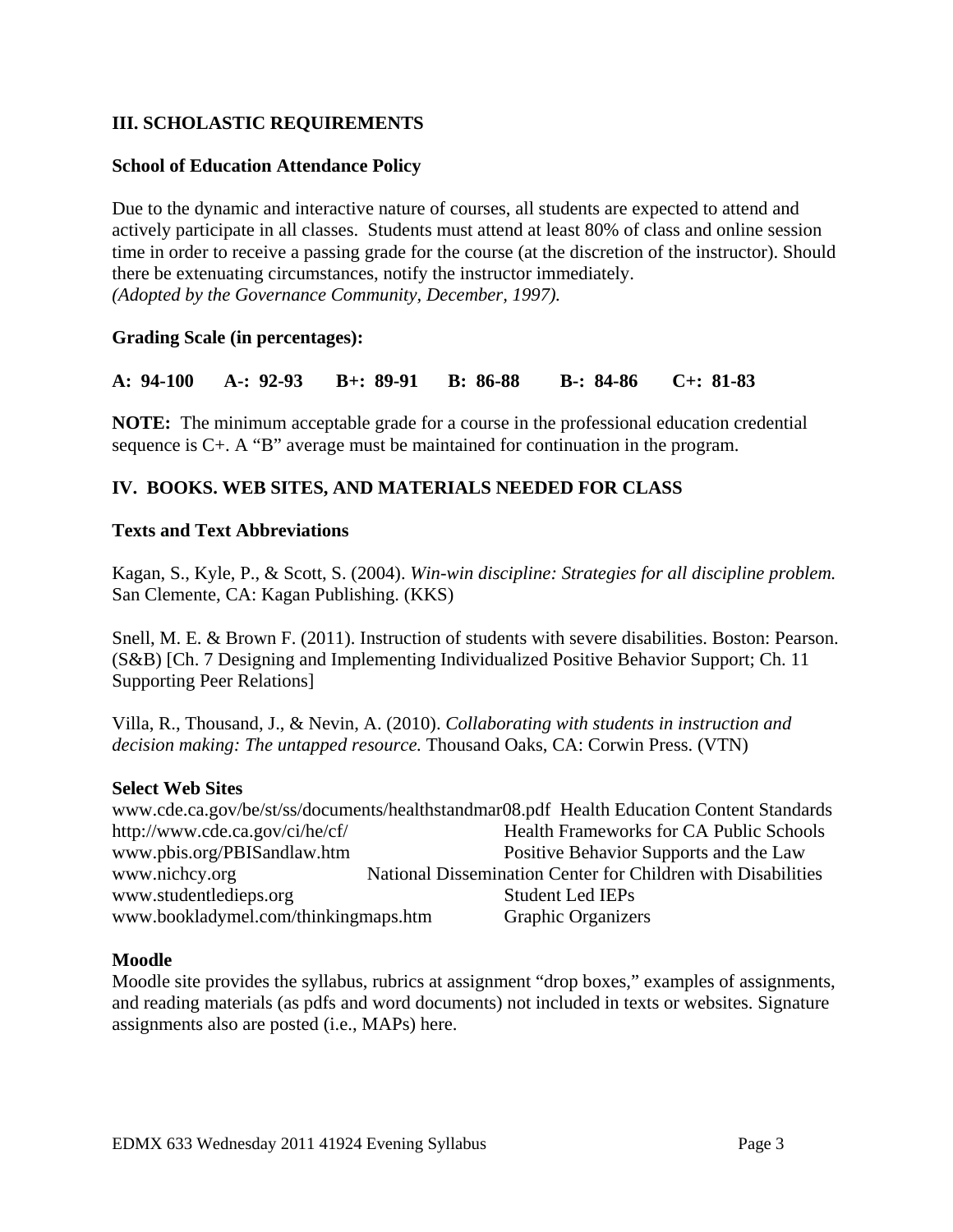## III. SCHOLASTIC REQUIREMENTS

### School of Education Attendance Policy

Due to the dynamic and interactive nature of courses, all students are expected to attend and actively participate in all classes. Students must attend at least 80% of class and online session time in order to receive a passing grade for the course (at the discretion of the instructor). Should there be extenuating circumstances, notify the instructor immediately.
*(Adopted by the Governance Community, December, 1997).*

### Grading Scale (in percentages):

**A: 94-100 A-: 92-93 B+: 89-91 B: 86-88 B-: 84-86 C+: 81-83**

**NOTE:** The minimum acceptable grade for a course in the professional education credential sequence is C+. A "B" average must be maintained for continuation in the program.

## IV. BOOKS. WEB SITES, AND MATERIALS NEEDED FOR CLASS

### Texts and Text Abbreviations

Kagan, S., Kyle, P., & Scott, S. (2004). *Win-win discipline: Strategies for all discipline problem.* San Clemente, CA: Kagan Publishing. (KKS)

Snell, M. E. & Brown F. (2011). Instruction of students with severe disabilities. Boston: Pearson. (S&B) [Ch. 7 Designing and Implementing Individualized Positive Behavior Support; Ch. 11 Supporting Peer Relations]

Villa, R., Thousand, J., & Nevin, A. (2010). *Collaborating with students in instruction and decision making: The untapped resource.* Thousand Oaks, CA: Corwin Press. (VTN)

### Select Web Sites

www.cde.ca.gov/be/st/ss/documents/healthstandmar08.pdf Health Education Content Standards
http://www.cde.ca.gov/ci/he/cf/ Health Frameworks for CA Public Schools
www.pbis.org/PBISandlaw.htm Positive Behavior Supports and the Law
www.nichcy.org National Dissemination Center for Children with Disabilities
www.studentledieps.org Student Led IEPs
www.bookladymel.com/thinkingmaps.htm Graphic Organizers

### Moodle

Moodle site provides the syllabus, rubrics at assignment "drop boxes," examples of assignments, and reading materials (as pdfs and word documents) not included in texts or websites. Signature assignments also are posted (i.e., MAPs) here.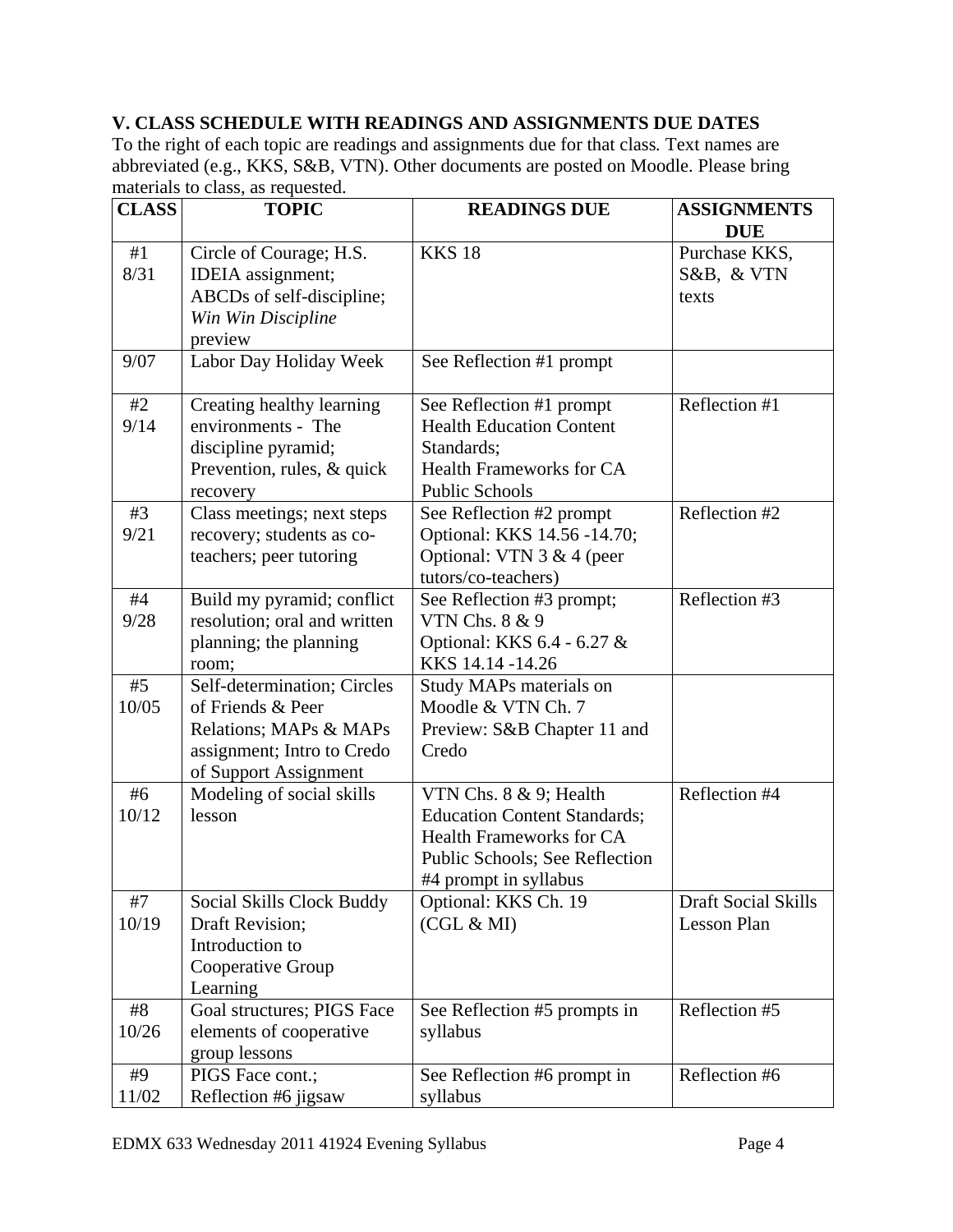## V. CLASS SCHEDULE WITH READINGS AND ASSIGNMENTS DUE DATES

To the right of each topic are readings and assignments due for that class. Text names are abbreviated (e.g., KKS, S&B, VTN). Other documents are posted on Moodle. Please bring materials to class, as requested.

| CLASS | TOPIC | READINGS DUE | ASSIGNMENTS DUE |
|---|---|---|---|
| #1 8/31 | Circle of Courage; H.S. IDEIA assignment; ABCDs of self-discipline; *Win Win Discipline* preview | KKS 18 | Purchase KKS, S&B, & VTN texts |
| 9/07 | Labor Day Holiday Week | See Reflection #1 prompt | |
| #2 9/14 | Creating healthy learning environments - The discipline pyramid; Prevention, rules, & quick recovery | See Reflection #1 prompt Health Education Content Standards; Health Frameworks for CA Public Schools | Reflection #1 |
| #3 9/21 | Class meetings; next steps recovery; students as co-teachers; peer tutoring | See Reflection #2 prompt Optional: KKS 14.56 -14.70; Optional: VTN 3 & 4 (peer tutors/co-teachers) | Reflection #2 |
| #4 9/28 | Build my pyramid; conflict resolution; oral and written planning; the planning room; | See Reflection #3 prompt; VTN Chs. 8 & 9 Optional: KKS 6.4 - 6.27 & KKS 14.14 -14.26 | Reflection #3 |
| #5 10/05 | Self-determination; Circles of Friends & Peer Relations; MAPs & MAPs assignment; Intro to Credo of Support Assignment | Study MAPs materials on Moodle & VTN Ch. 7 Preview: S&B Chapter 11 and Credo | |
| #6 10/12 | Modeling of social skills lesson | VTN Chs. 8 & 9; Health Education Content Standards; Health Frameworks for CA Public Schools; See Reflection #4 prompt in syllabus | Reflection #4 |
| #7 10/19 | Social Skills Clock Buddy Draft Revision; Introduction to Cooperative Group Learning | Optional: KKS Ch. 19 (CGL & MI) | Draft Social Skills Lesson Plan |
| #8 10/26 | Goal structures; PIGS Face elements of cooperative group lessons | See Reflection #5 prompts in syllabus | Reflection #5 |
| #9 11/02 | PIGS Face cont.; Reflection #6 jigsaw | See Reflection #6 prompt in syllabus | Reflection #6 |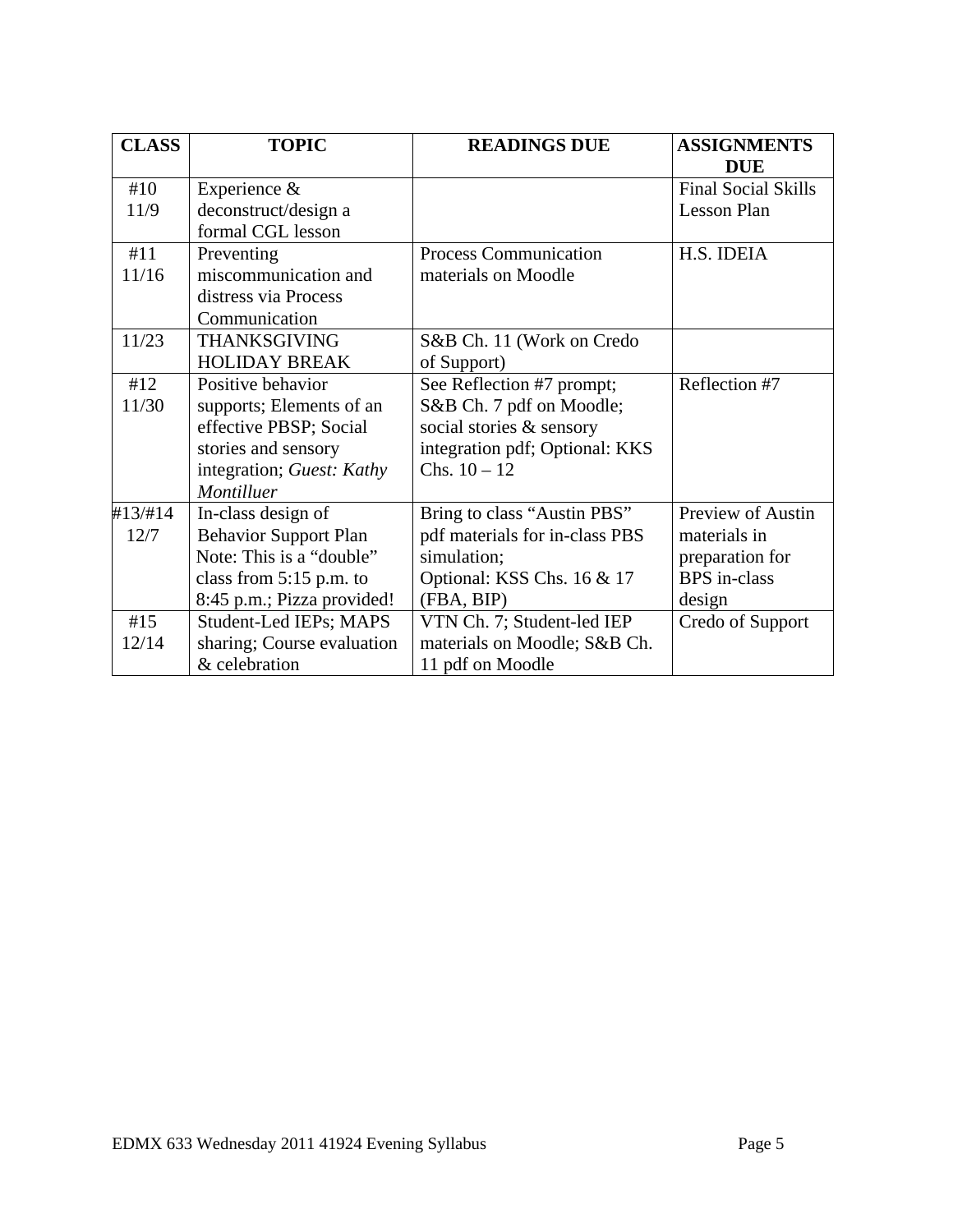| CLASS | TOPIC | READINGS DUE | ASSIGNMENTS DUE |
|---|---|---|---|
| #10 11/9 | Experience & deconstruct/design a formal CGL lesson | | Final Social Skills Lesson Plan |
| #11 11/16 | Preventing miscommunication and distress via Process Communication | Process Communication materials on Moodle | H.S. IDEIA |
| 11/23 | THANKSGIVING HOLIDAY BREAK | S&B Ch. 11 (Work on Credo of Support) | |
| #12 11/30 | Positive behavior supports; Elements of an effective PBSP; Social stories and sensory integration; *Guest: Kathy Montilluer* | See Reflection #7 prompt; S&B Ch. 7 pdf on Moodle; social stories & sensory integration pdf; Optional: KKS Chs. 10 – 12 | Reflection #7 |
| #13/#14 12/7 | In-class design of Behavior Support Plan Note: This is a "double" class from 5:15 p.m. to 8:45 p.m.; Pizza provided! | Bring to class "Austin PBS" pdf materials for in-class PBS simulation; Optional: KSS Chs. 16 & 17 (FBA, BIP) | Preview of Austin materials in preparation for BPS in-class design |
| #15 12/14 | Student-Led IEPs; MAPS sharing; Course evaluation & celebration | VTN Ch. 7; Student-led IEP materials on Moodle; S&B Ch. 11 pdf on Moodle | Credo of Support |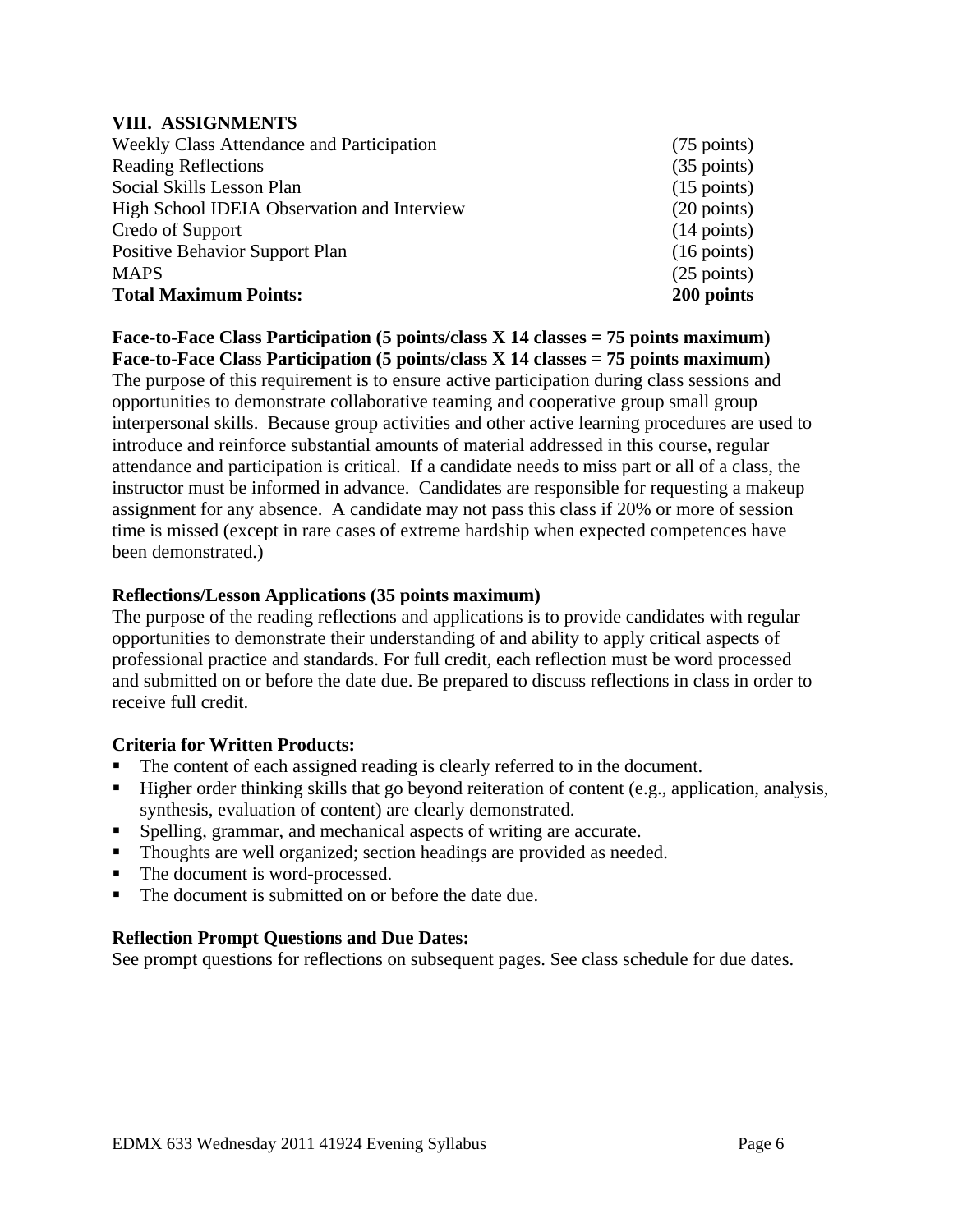## VIII. ASSIGNMENTS

| | |
|---|---|
| Weekly Class Attendance and Participation | (75 points) |
| Reading Reflections | (35 points) |
| Social Skills Lesson Plan | (15 points) |
| High School IDEIA Observation and Interview | (20 points) |
| Credo of Support | (14 points) |
| Positive Behavior Support Plan | (16 points) |
| MAPS | (25 points) |
| **Total Maximum Points:** | **200 points** |

**Face-to-Face Class Participation (5 points/class X 14 classes = 75 points maximum)**
**Face-to-Face Class Participation (5 points/class X 14 classes = 75 points maximum)**

The purpose of this requirement is to ensure active participation during class sessions and opportunities to demonstrate collaborative teaming and cooperative group small group interpersonal skills. Because group activities and other active learning procedures are used to introduce and reinforce substantial amounts of material addressed in this course, regular attendance and participation is critical. If a candidate needs to miss part or all of a class, the instructor must be informed in advance. Candidates are responsible for requesting a makeup assignment for any absence. A candidate may not pass this class if 20% or more of session time is missed (except in rare cases of extreme hardship when expected competences have been demonstrated.)

**Reflections/Lesson Applications (35 points maximum)**

The purpose of the reading reflections and applications is to provide candidates with regular opportunities to demonstrate their understanding of and ability to apply critical aspects of professional practice and standards. For full credit, each reflection must be word processed and submitted on or before the date due. Be prepared to discuss reflections in class in order to receive full credit.

**Criteria for Written Products:**

- The content of each assigned reading is clearly referred to in the document.
- Higher order thinking skills that go beyond reiteration of content (e.g., application, analysis, synthesis, evaluation of content) are clearly demonstrated.
- Spelling, grammar, and mechanical aspects of writing are accurate.
- Thoughts are well organized; section headings are provided as needed.
- The document is word-processed.
- The document is submitted on or before the date due.

**Reflection Prompt Questions and Due Dates:**

See prompt questions for reflections on subsequent pages. See class schedule for due dates.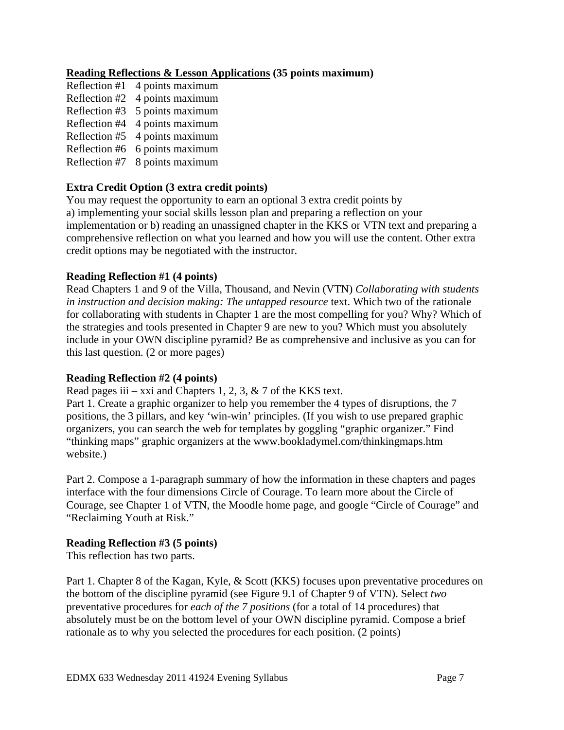**<u>Reading Reflections & Lesson Applications</u> (35 points maximum)**

Reflection #1 4 points maximum
Reflection #2 4 points maximum
Reflection #3 5 points maximum
Reflection #4 4 points maximum
Reflection #5 4 points maximum
Reflection #6 6 points maximum
Reflection #7 8 points maximum

**Extra Credit Option (3 extra credit points)**

You may request the opportunity to earn an optional 3 extra credit points by a) implementing your social skills lesson plan and preparing a reflection on your implementation or b) reading an unassigned chapter in the KKS or VTN text and preparing a comprehensive reflection on what you learned and how you will use the content. Other extra credit options may be negotiated with the instructor.

**Reading Reflection #1 (4 points)**

Read Chapters 1 and 9 of the Villa, Thousand, and Nevin (VTN) *Collaborating with students in instruction and decision making: The untapped resource* text. Which two of the rationale for collaborating with students in Chapter 1 are the most compelling for you? Why? Which of the strategies and tools presented in Chapter 9 are new to you? Which must you absolutely include in your OWN discipline pyramid? Be as comprehensive and inclusive as you can for this last question. (2 or more pages)

**Reading Reflection #2 (4 points)**

Read pages iii – xxi and Chapters 1, 2, 3, & 7 of the KKS text.

Part 1. Create a graphic organizer to help you remember the 4 types of disruptions, the 7 positions, the 3 pillars, and key 'win-win' principles. (If you wish to use prepared graphic organizers, you can search the web for templates by goggling "graphic organizer." Find "thinking maps" graphic organizers at the www.bookladymel.com/thinkingmaps.htm website.)

Part 2. Compose a 1-paragraph summary of how the information in these chapters and pages interface with the four dimensions Circle of Courage. To learn more about the Circle of Courage, see Chapter 1 of VTN, the Moodle home page, and google "Circle of Courage" and "Reclaiming Youth at Risk."

**Reading Reflection #3 (5 points)**

This reflection has two parts.

Part 1. Chapter 8 of the Kagan, Kyle, & Scott (KKS) focuses upon preventative procedures on the bottom of the discipline pyramid (see Figure 9.1 of Chapter 9 of VTN). Select *two* preventative procedures for *each of the 7 positions* (for a total of 14 procedures) that absolutely must be on the bottom level of your OWN discipline pyramid. Compose a brief rationale as to why you selected the procedures for each position. (2 points)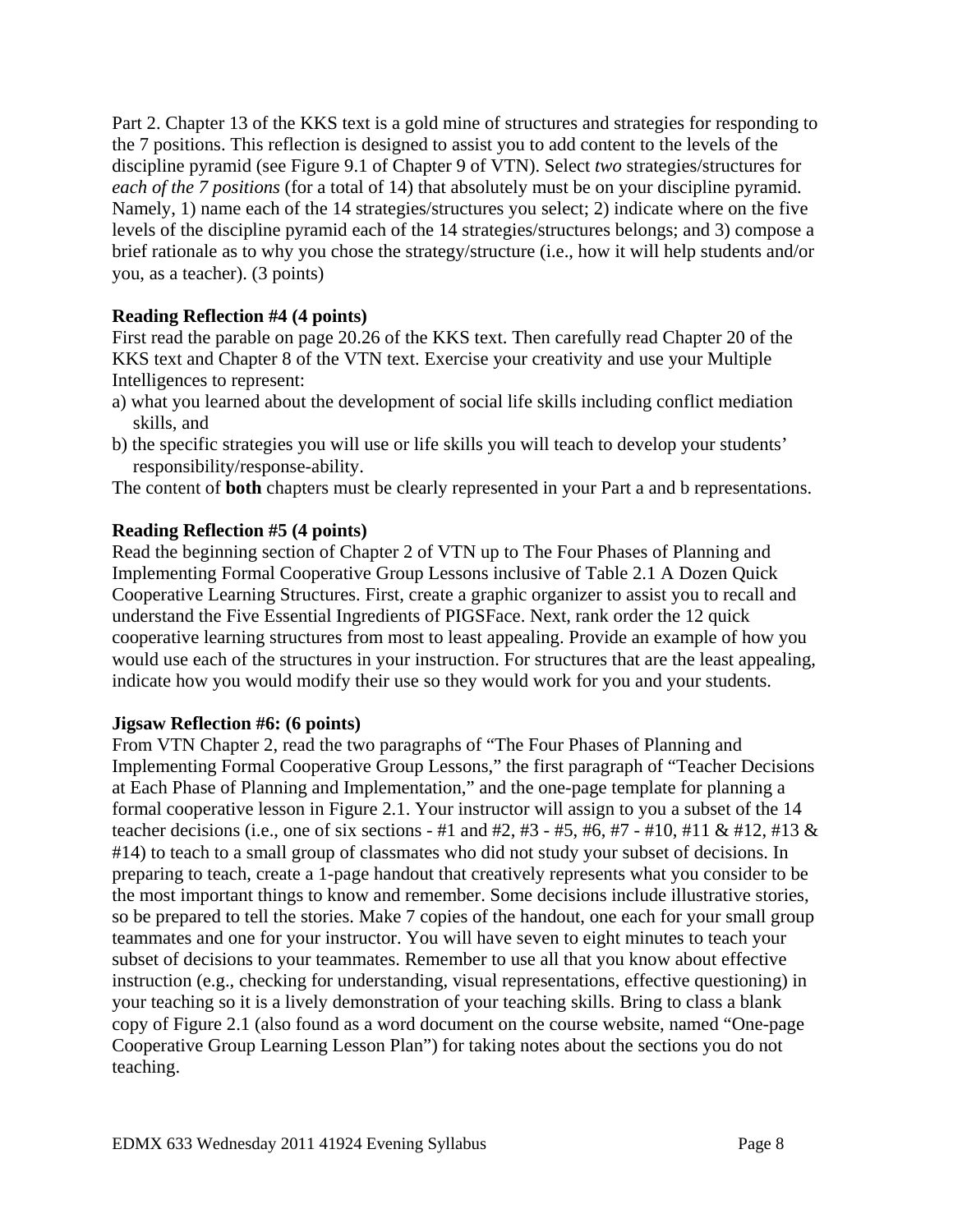Part 2. Chapter 13 of the KKS text is a gold mine of structures and strategies for responding to the 7 positions. This reflection is designed to assist you to add content to the levels of the discipline pyramid (see Figure 9.1 of Chapter 9 of VTN). Select *two* strategies/structures for *each of the 7 positions* (for a total of 14) that absolutely must be on your discipline pyramid. Namely, 1) name each of the 14 strategies/structures you select; 2) indicate where on the five levels of the discipline pyramid each of the 14 strategies/structures belongs; and 3) compose a brief rationale as to why you chose the strategy/structure (i.e., how it will help students and/or you, as a teacher). (3 points)

**Reading Reflection #4 (4 points)**
First read the parable on page 20.26 of the KKS text. Then carefully read Chapter 20 of the KKS text and Chapter 8 of the VTN text. Exercise your creativity and use your Multiple Intelligences to represent:

a) what you learned about the development of social life skills including conflict mediation skills, and
b) the specific strategies you will use or life skills you will teach to develop your students' responsibility/response-ability.

The content of **both** chapters must be clearly represented in your Part a and b representations.

**Reading Reflection #5 (4 points)**
Read the beginning section of Chapter 2 of VTN up to The Four Phases of Planning and Implementing Formal Cooperative Group Lessons inclusive of Table 2.1 A Dozen Quick Cooperative Learning Structures. First, create a graphic organizer to assist you to recall and understand the Five Essential Ingredients of PIGSFace. Next, rank order the 12 quick cooperative learning structures from most to least appealing. Provide an example of how you would use each of the structures in your instruction. For structures that are the least appealing, indicate how you would modify their use so they would work for you and your students.

**Jigsaw Reflection #6: (6 points)**
From VTN Chapter 2, read the two paragraphs of "The Four Phases of Planning and Implementing Formal Cooperative Group Lessons," the first paragraph of "Teacher Decisions at Each Phase of Planning and Implementation," and the one-page template for planning a formal cooperative lesson in Figure 2.1. Your instructor will assign to you a subset of the 14 teacher decisions (i.e., one of six sections - #1 and #2, #3 - #5, #6, #7 - #10, #11 & #12, #13 & #14) to teach to a small group of classmates who did not study your subset of decisions. In preparing to teach, create a 1-page handout that creatively represents what you consider to be the most important things to know and remember. Some decisions include illustrative stories, so be prepared to tell the stories. Make 7 copies of the handout, one each for your small group teammates and one for your instructor. You will have seven to eight minutes to teach your subset of decisions to your teammates. Remember to use all that you know about effective instruction (e.g., checking for understanding, visual representations, effective questioning) in your teaching so it is a lively demonstration of your teaching skills. Bring to class a blank copy of Figure 2.1 (also found as a word document on the course website, named "One-page Cooperative Group Learning Lesson Plan") for taking notes about the sections you do not teaching.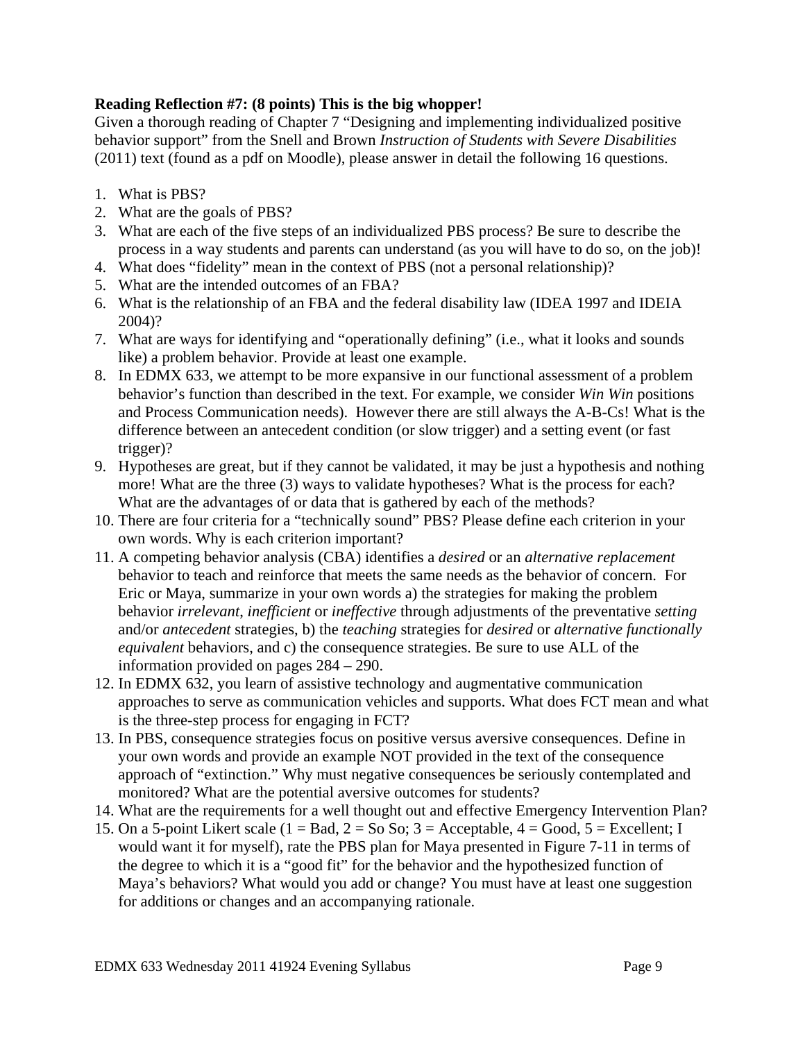**Reading Reflection #7: (8 points) This is the big whopper!**

Given a thorough reading of Chapter 7 "Designing and implementing individualized positive behavior support" from the Snell and Brown *Instruction of Students with Severe Disabilities* (2011) text (found as a pdf on Moodle), please answer in detail the following 16 questions.

1. What is PBS?
2. What are the goals of PBS?
3. What are each of the five steps of an individualized PBS process? Be sure to describe the process in a way students and parents can understand (as you will have to do so, on the job)!
4. What does "fidelity" mean in the context of PBS (not a personal relationship)?
5. What are the intended outcomes of an FBA?
6. What is the relationship of an FBA and the federal disability law (IDEA 1997 and IDEIA 2004)?
7. What are ways for identifying and "operationally defining" (i.e., what it looks and sounds like) a problem behavior. Provide at least one example.
8. In EDMX 633, we attempt to be more expansive in our functional assessment of a problem behavior's function than described in the text. For example, we consider *Win Win* positions and Process Communication needs). However there are still always the A-B-Cs! What is the difference between an antecedent condition (or slow trigger) and a setting event (or fast trigger)?
9. Hypotheses are great, but if they cannot be validated, it may be just a hypothesis and nothing more! What are the three (3) ways to validate hypotheses? What is the process for each? What are the advantages of or data that is gathered by each of the methods?
10. There are four criteria for a "technically sound" PBS? Please define each criterion in your own words. Why is each criterion important?
11. A competing behavior analysis (CBA) identifies a *desired* or an *alternative replacement* behavior to teach and reinforce that meets the same needs as the behavior of concern. For Eric or Maya, summarize in your own words a) the strategies for making the problem behavior *irrelevant*, *inefficient* or *ineffective* through adjustments of the preventative *setting* and/or *antecedent* strategies, b) the *teaching* strategies for *desired* or *alternative functionally equivalent* behaviors, and c) the consequence strategies. Be sure to use ALL of the information provided on pages 284 – 290.
12. In EDMX 632, you learn of assistive technology and augmentative communication approaches to serve as communication vehicles and supports. What does FCT mean and what is the three-step process for engaging in FCT?
13. In PBS, consequence strategies focus on positive versus aversive consequences. Define in your own words and provide an example NOT provided in the text of the consequence approach of "extinction." Why must negative consequences be seriously contemplated and monitored? What are the potential aversive outcomes for students?
14. What are the requirements for a well thought out and effective Emergency Intervention Plan?
15. On a 5-point Likert scale (1 = Bad, 2 = So So; 3 = Acceptable, 4 = Good, 5 = Excellent; I would want it for myself), rate the PBS plan for Maya presented in Figure 7-11 in terms of the degree to which it is a "good fit" for the behavior and the hypothesized function of Maya's behaviors? What would you add or change? You must have at least one suggestion for additions or changes and an accompanying rationale.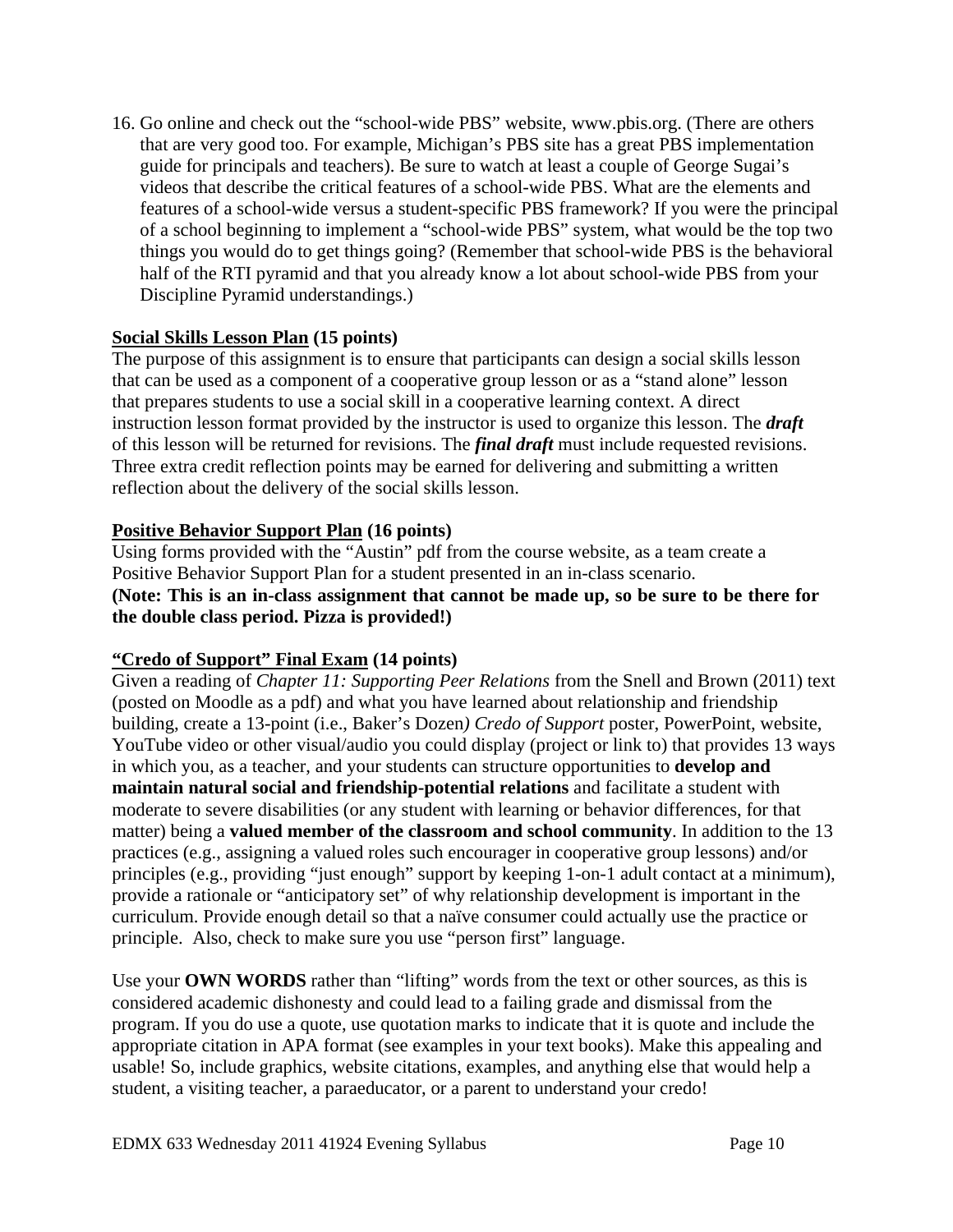16. Go online and check out the "school-wide PBS" website, www.pbis.org. (There are others that are very good too. For example, Michigan's PBS site has a great PBS implementation guide for principals and teachers). Be sure to watch at least a couple of George Sugai's videos that describe the critical features of a school-wide PBS. What are the elements and features of a school-wide versus a student-specific PBS framework? If you were the principal of a school beginning to implement a "school-wide PBS" system, what would be the top two things you would do to get things going? (Remember that school-wide PBS is the behavioral half of the RTI pyramid and that you already know a lot about school-wide PBS from your Discipline Pyramid understandings.)

**Social Skills Lesson Plan (15 points)**

The purpose of this assignment is to ensure that participants can design a social skills lesson that can be used as a component of a cooperative group lesson or as a "stand alone" lesson that prepares students to use a social skill in a cooperative learning context. A direct instruction lesson format provided by the instructor is used to organize this lesson. The ***draft*** of this lesson will be returned for revisions. The ***final draft*** must include requested revisions. Three extra credit reflection points may be earned for delivering and submitting a written reflection about the delivery of the social skills lesson.

**Positive Behavior Support Plan (16 points)**

Using forms provided with the "Austin" pdf from the course website, as a team create a Positive Behavior Support Plan for a student presented in an in-class scenario.
**(Note: This is an in-class assignment that cannot be made up, so be sure to be there for the double class period. Pizza is provided!)**

**"Credo of Support" Final Exam (14 points)**

Given a reading of *Chapter 11: Supporting Peer Relations* from the Snell and Brown (2011) text (posted on Moodle as a pdf) and what you have learned about relationship and friendship building, create a 13-point (i.e., Baker's Dozen*) Credo of Support* poster, PowerPoint, website, YouTube video or other visual/audio you could display (project or link to) that provides 13 ways in which you, as a teacher, and your students can structure opportunities to **develop and maintain natural social and friendship-potential relations** and facilitate a student with moderate to severe disabilities (or any student with learning or behavior differences, for that matter) being a **valued member of the classroom and school community**. In addition to the 13 practices (e.g., assigning a valued roles such encourager in cooperative group lessons) and/or principles (e.g., providing "just enough" support by keeping 1-on-1 adult contact at a minimum), provide a rationale or "anticipatory set" of why relationship development is important in the curriculum. Provide enough detail so that a naïve consumer could actually use the practice or principle. Also, check to make sure you use "person first" language.

Use your **OWN WORDS** rather than "lifting" words from the text or other sources, as this is considered academic dishonesty and could lead to a failing grade and dismissal from the program. If you do use a quote, use quotation marks to indicate that it is quote and include the appropriate citation in APA format (see examples in your text books). Make this appealing and usable! So, include graphics, website citations, examples, and anything else that would help a student, a visiting teacher, a paraeducator, or a parent to understand your credo!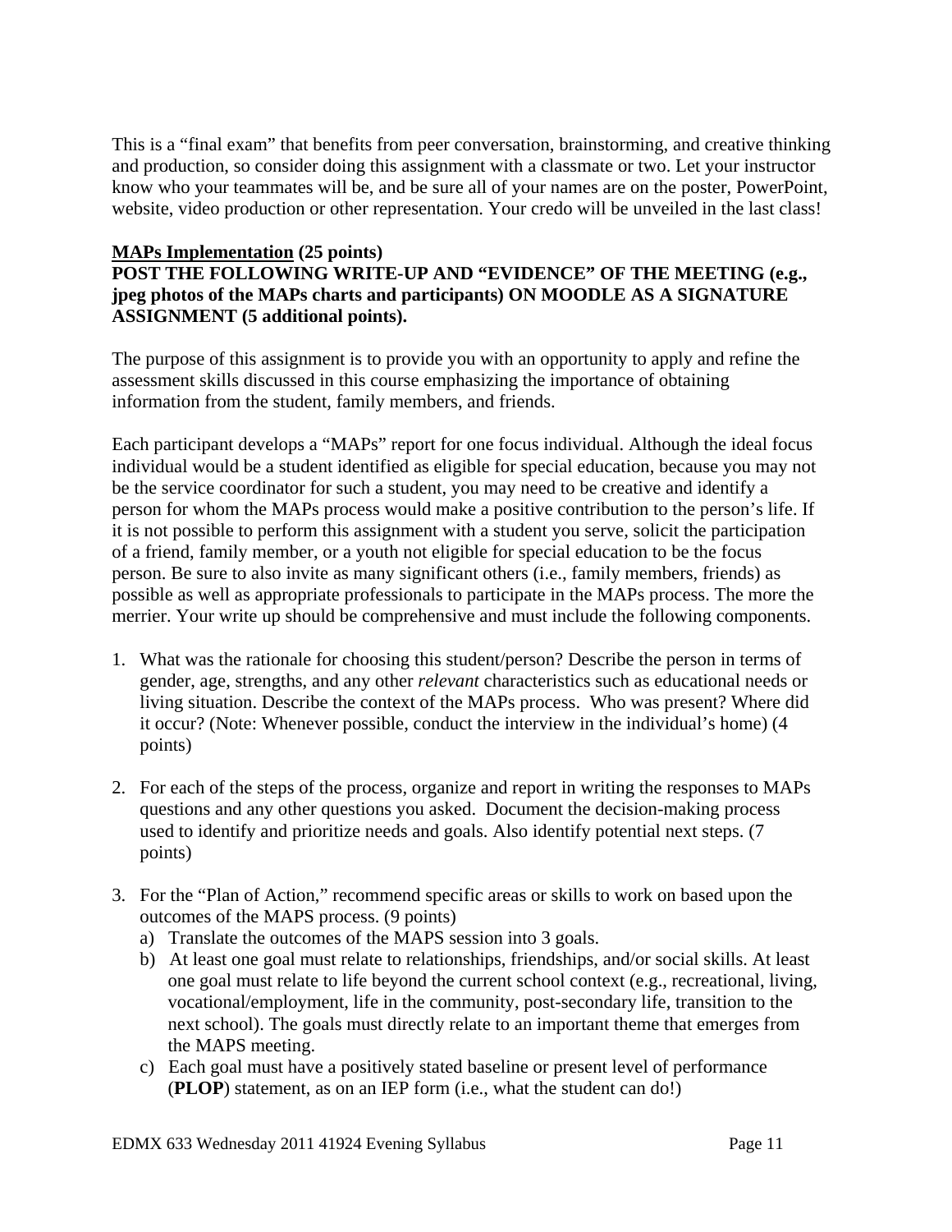This is a "final exam" that benefits from peer conversation, brainstorming, and creative thinking and production, so consider doing this assignment with a classmate or two. Let your instructor know who your teammates will be, and be sure all of your names are on the poster, PowerPoint, website, video production or other representation. Your credo will be unveiled in the last class!

**<u>MAPs Implementation</u> (25 points)**
**POST THE FOLLOWING WRITE-UP AND "EVIDENCE" OF THE MEETING (e.g., jpeg photos of the MAPs charts and participants) ON MOODLE AS A SIGNATURE ASSIGNMENT (5 additional points).**

The purpose of this assignment is to provide you with an opportunity to apply and refine the assessment skills discussed in this course emphasizing the importance of obtaining information from the student, family members, and friends.

Each participant develops a "MAPs" report for one focus individual. Although the ideal focus individual would be a student identified as eligible for special education, because you may not be the service coordinator for such a student, you may need to be creative and identify a person for whom the MAPs process would make a positive contribution to the person's life. If it is not possible to perform this assignment with a student you serve, solicit the participation of a friend, family member, or a youth not eligible for special education to be the focus person. Be sure to also invite as many significant others (i.e., family members, friends) as possible as well as appropriate professionals to participate in the MAPs process. The more the merrier. Your write up should be comprehensive and must include the following components.

1. What was the rationale for choosing this student/person? Describe the person in terms of gender, age, strengths, and any other *relevant* characteristics such as educational needs or living situation. Describe the context of the MAPs process. Who was present? Where did it occur? (Note: Whenever possible, conduct the interview in the individual's home) (4 points)

2. For each of the steps of the process, organize and report in writing the responses to MAPs questions and any other questions you asked. Document the decision-making process used to identify and prioritize needs and goals. Also identify potential next steps. (7 points)

3. For the "Plan of Action," recommend specific areas or skills to work on based upon the outcomes of the MAPS process. (9 points)
   a) Translate the outcomes of the MAPS session into 3 goals.
   b) At least one goal must relate to relationships, friendships, and/or social skills. At least one goal must relate to life beyond the current school context (e.g., recreational, living, vocational/employment, life in the community, post-secondary life, transition to the next school). The goals must directly relate to an important theme that emerges from the MAPS meeting.
   c) Each goal must have a positively stated baseline or present level of performance (**PLOP**) statement, as on an IEP form (i.e., what the student can do!)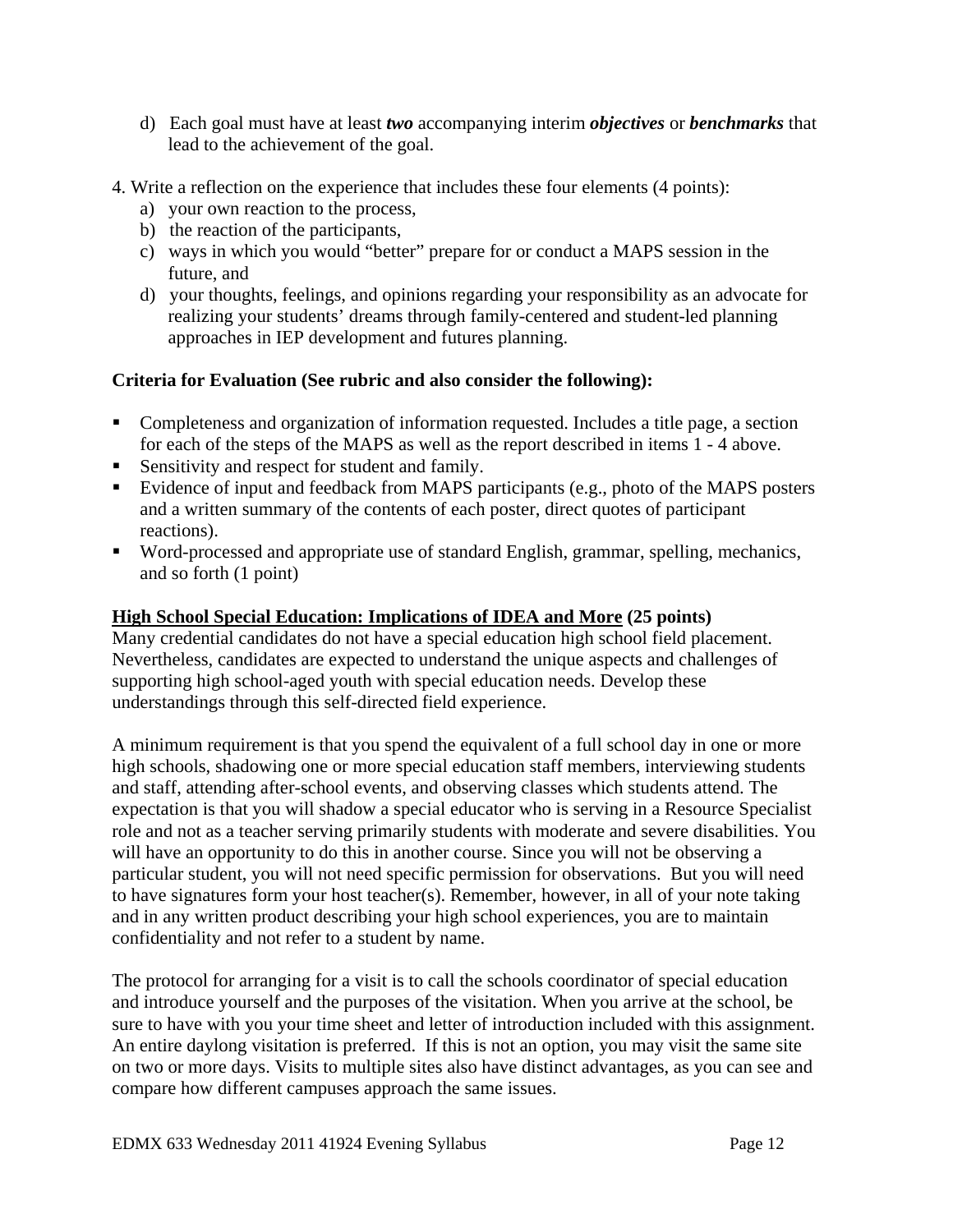d) Each goal must have at least ***two*** accompanying interim ***objectives*** or ***benchmarks*** that lead to the achievement of the goal.

4. Write a reflection on the experience that includes these four elements (4 points):
   a) your own reaction to the process,
   b) the reaction of the participants,
   c) ways in which you would "better" prepare for or conduct a MAPS session in the future, and
   d) your thoughts, feelings, and opinions regarding your responsibility as an advocate for realizing your students' dreams through family-centered and student-led planning approaches in IEP development and futures planning.

**Criteria for Evaluation (See rubric and also consider the following):**

- Completeness and organization of information requested. Includes a title page, a section for each of the steps of the MAPS as well as the report described in items 1 - 4 above.
- Sensitivity and respect for student and family.
- Evidence of input and feedback from MAPS participants (e.g., photo of the MAPS posters and a written summary of the contents of each poster, direct quotes of participant reactions).
- Word-processed and appropriate use of standard English, grammar, spelling, mechanics, and so forth (1 point)

**<u>High School Special Education: Implications of IDEA and More</u> (25 points)**

Many credential candidates do not have a special education high school field placement. Nevertheless, candidates are expected to understand the unique aspects and challenges of supporting high school-aged youth with special education needs. Develop these understandings through this self-directed field experience.

A minimum requirement is that you spend the equivalent of a full school day in one or more high schools, shadowing one or more special education staff members, interviewing students and staff, attending after-school events, and observing classes which students attend. The expectation is that you will shadow a special educator who is serving in a Resource Specialist role and not as a teacher serving primarily students with moderate and severe disabilities. You will have an opportunity to do this in another course. Since you will not be observing a particular student, you will not need specific permission for observations. But you will need to have signatures form your host teacher(s). Remember, however, in all of your note taking and in any written product describing your high school experiences, you are to maintain confidentiality and not refer to a student by name.

The protocol for arranging for a visit is to call the schools coordinator of special education and introduce yourself and the purposes of the visitation. When you arrive at the school, be sure to have with you your time sheet and letter of introduction included with this assignment. An entire daylong visitation is preferred. If this is not an option, you may visit the same site on two or more days. Visits to multiple sites also have distinct advantages, as you can see and compare how different campuses approach the same issues.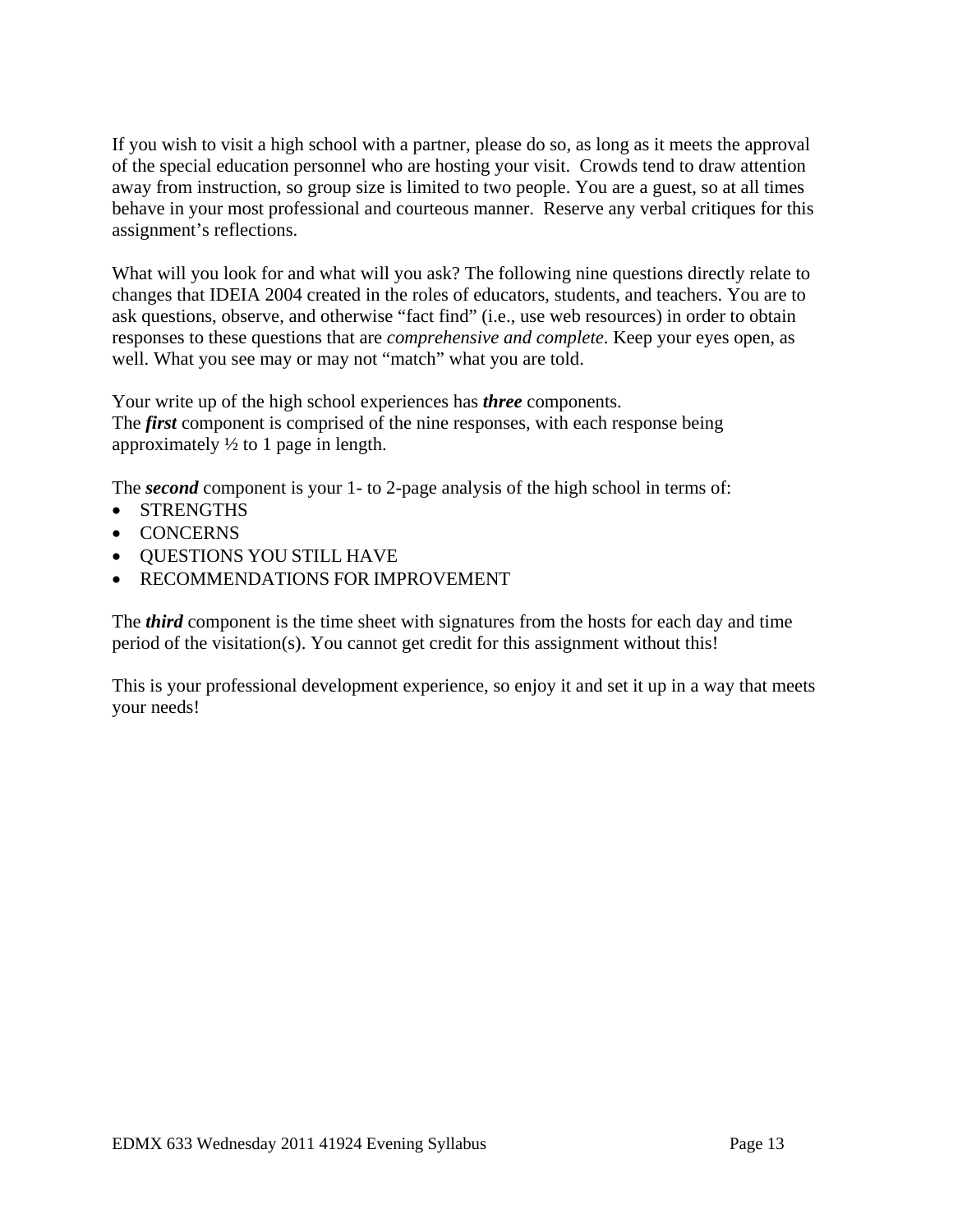If you wish to visit a high school with a partner, please do so, as long as it meets the approval of the special education personnel who are hosting your visit. Crowds tend to draw attention away from instruction, so group size is limited to two people. You are a guest, so at all times behave in your most professional and courteous manner. Reserve any verbal critiques for this assignment's reflections.

What will you look for and what will you ask? The following nine questions directly relate to changes that IDEIA 2004 created in the roles of educators, students, and teachers. You are to ask questions, observe, and otherwise "fact find" (i.e., use web resources) in order to obtain responses to these questions that are *comprehensive and complete*. Keep your eyes open, as well. What you see may or may not "match" what you are told.

Your write up of the high school experiences has ***three*** components.
The ***first*** component is comprised of the nine responses, with each response being approximately ½ to 1 page in length.

The ***second*** component is your 1- to 2-page analysis of the high school in terms of:

- STRENGTHS
- CONCERNS
- QUESTIONS YOU STILL HAVE
- RECOMMENDATIONS FOR IMPROVEMENT

The ***third*** component is the time sheet with signatures from the hosts for each day and time period of the visitation(s). You cannot get credit for this assignment without this!

This is your professional development experience, so enjoy it and set it up in a way that meets your needs!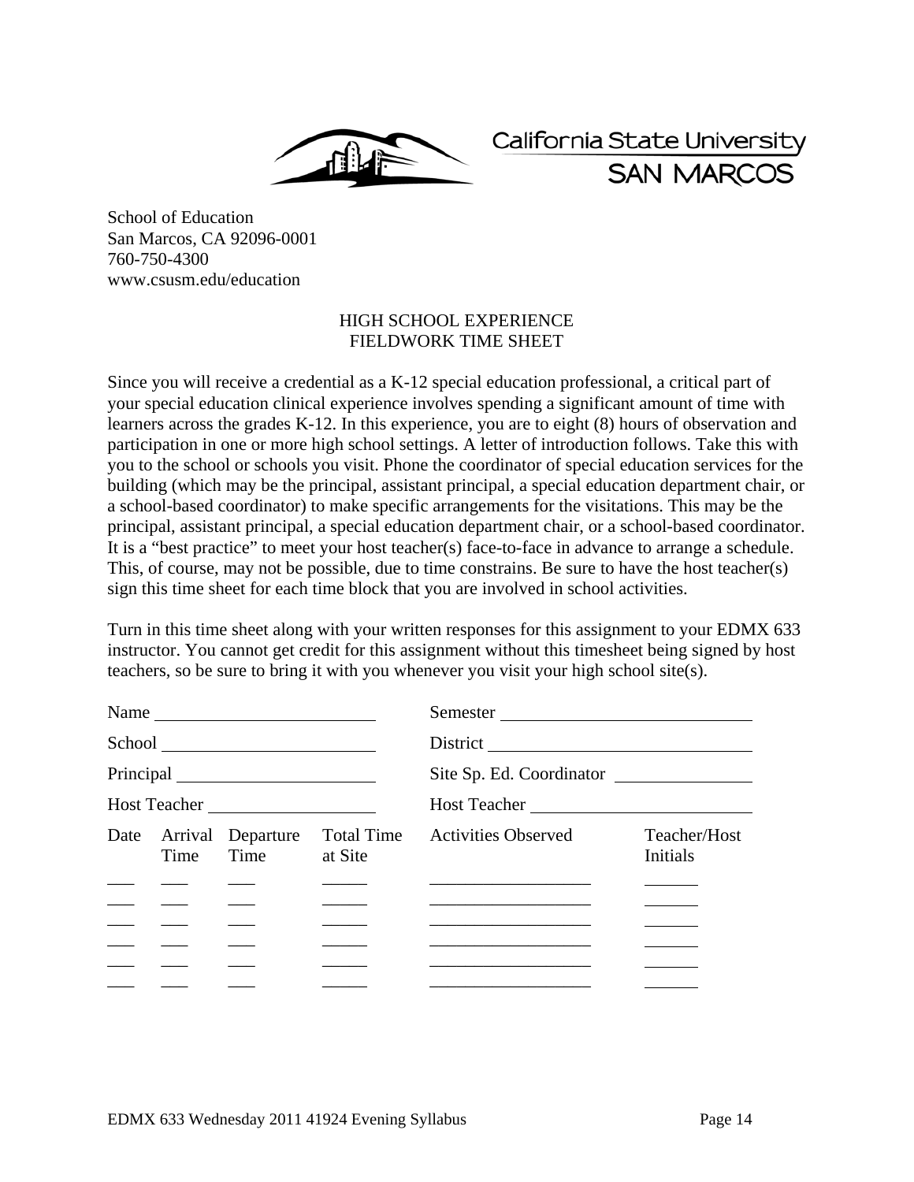California State University
SAN MARCOS

School of Education
San Marcos, CA 92096-0001
760-750-4300
www.csusm.edu/education

## HIGH SCHOOL EXPERIENCE
## FIELDWORK TIME SHEET

Since you will receive a credential as a K-12 special education professional, a critical part of your special education clinical experience involves spending a significant amount of time with learners across the grades K-12. In this experience, you are to eight (8) hours of observation and participation in one or more high school settings. A letter of introduction follows. Take this with you to the school or schools you visit. Phone the coordinator of special education services for the building (which may be the principal, assistant principal, a special education department chair, or a school-based coordinator) to make specific arrangements for the visitations. This may be the principal, assistant principal, a special education department chair, or a school-based coordinator. It is a "best practice" to meet your host teacher(s) face-to-face in advance to arrange a schedule. This, of course, may not be possible, due to time constrains. Be sure to have the host teacher(s) sign this time sheet for each time block that you are involved in school activities.

Turn in this time sheet along with your written responses for this assignment to your EDMX 633 instructor. You cannot get credit for this assignment without this timesheet being signed by host teachers, so be sure to bring it with you whenever you visit your high school site(s).

Name \_\_\_\_\_\_\_\_\_\_\_\_\_\_\_\_\_\_\_\_ Semester \_\_\_\_\_\_\_\_\_\_\_\_\_\_\_\_\_\_\_\_

School \_\_\_\_\_\_\_\_\_\_\_\_\_\_\_\_\_\_\_\_ District \_\_\_\_\_\_\_\_\_\_\_\_\_\_\_\_\_\_\_\_

Principal \_\_\_\_\_\_\_\_\_\_\_\_\_\_\_\_\_\_\_\_ Site Sp. Ed. Coordinator \_\_\_\_\_\_\_\_\_\_\_\_\_\_\_\_\_\_\_\_

Host Teacher \_\_\_\_\_\_\_\_\_\_\_\_\_\_\_\_\_\_\_\_ Host Teacher \_\_\_\_\_\_\_\_\_\_\_\_\_\_\_\_\_\_\_\_

| Date | Arrival Time | Departure Time | Total Time at Site | Activities Observed | Teacher/Host Initials |
|---|---|---|---|---|---|
| ___ | ___ | ___ | _____ | _________________ | ______ |
| ___ | ___ | ___ | _____ | _________________ | ______ |
| ___ | ___ | ___ | _____ | _________________ | ______ |
| ___ | ___ | ___ | _____ | _________________ | ______ |
| ___ | ___ | ___ | _____ | _________________ | ______ |
| ___ | ___ | ___ | _____ | _________________ | ______ |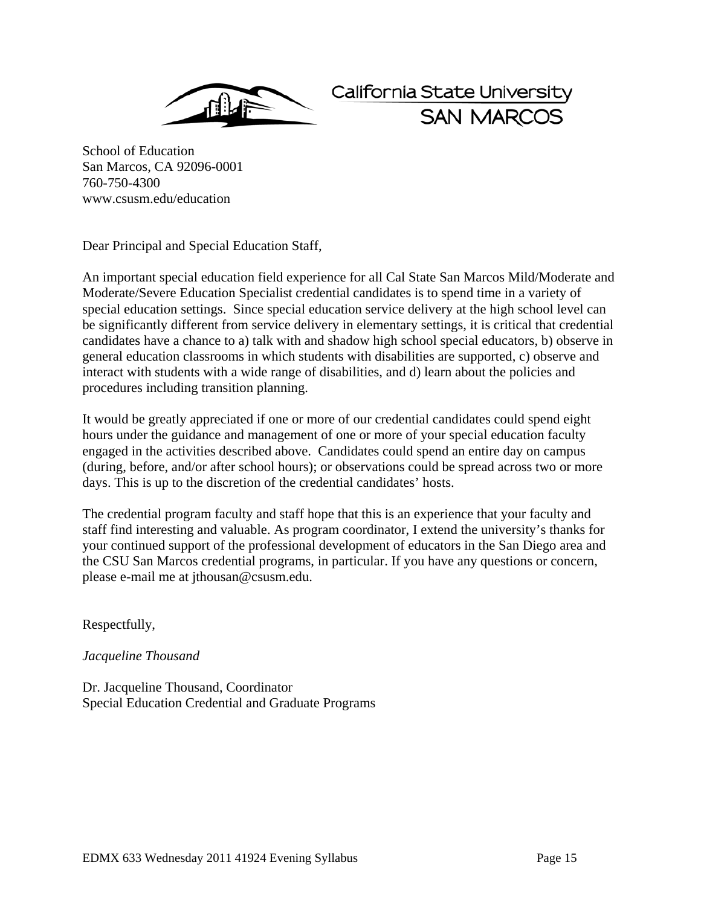California State University
SAN MARCOS

School of Education
San Marcos, CA 92096-0001
760-750-4300
www.csusm.edu/education

Dear Principal and Special Education Staff,

An important special education field experience for all Cal State San Marcos Mild/Moderate and Moderate/Severe Education Specialist credential candidates is to spend time in a variety of special education settings. Since special education service delivery at the high school level can be significantly different from service delivery in elementary settings, it is critical that credential candidates have a chance to a) talk with and shadow high school special educators, b) observe in general education classrooms in which students with disabilities are supported, c) observe and interact with students with a wide range of disabilities, and d) learn about the policies and procedures including transition planning.

It would be greatly appreciated if one or more of our credential candidates could spend eight hours under the guidance and management of one or more of your special education faculty engaged in the activities described above. Candidates could spend an entire day on campus (during, before, and/or after school hours); or observations could be spread across two or more days. This is up to the discretion of the credential candidates' hosts.

The credential program faculty and staff hope that this is an experience that your faculty and staff find interesting and valuable. As program coordinator, I extend the university's thanks for your continued support of the professional development of educators in the San Diego area and the CSU San Marcos credential programs, in particular. If you have any questions or concern, please e-mail me at jthousan@csusm.edu.

Respectfully,

*Jacqueline Thousand*

Dr. Jacqueline Thousand, Coordinator
Special Education Credential and Graduate Programs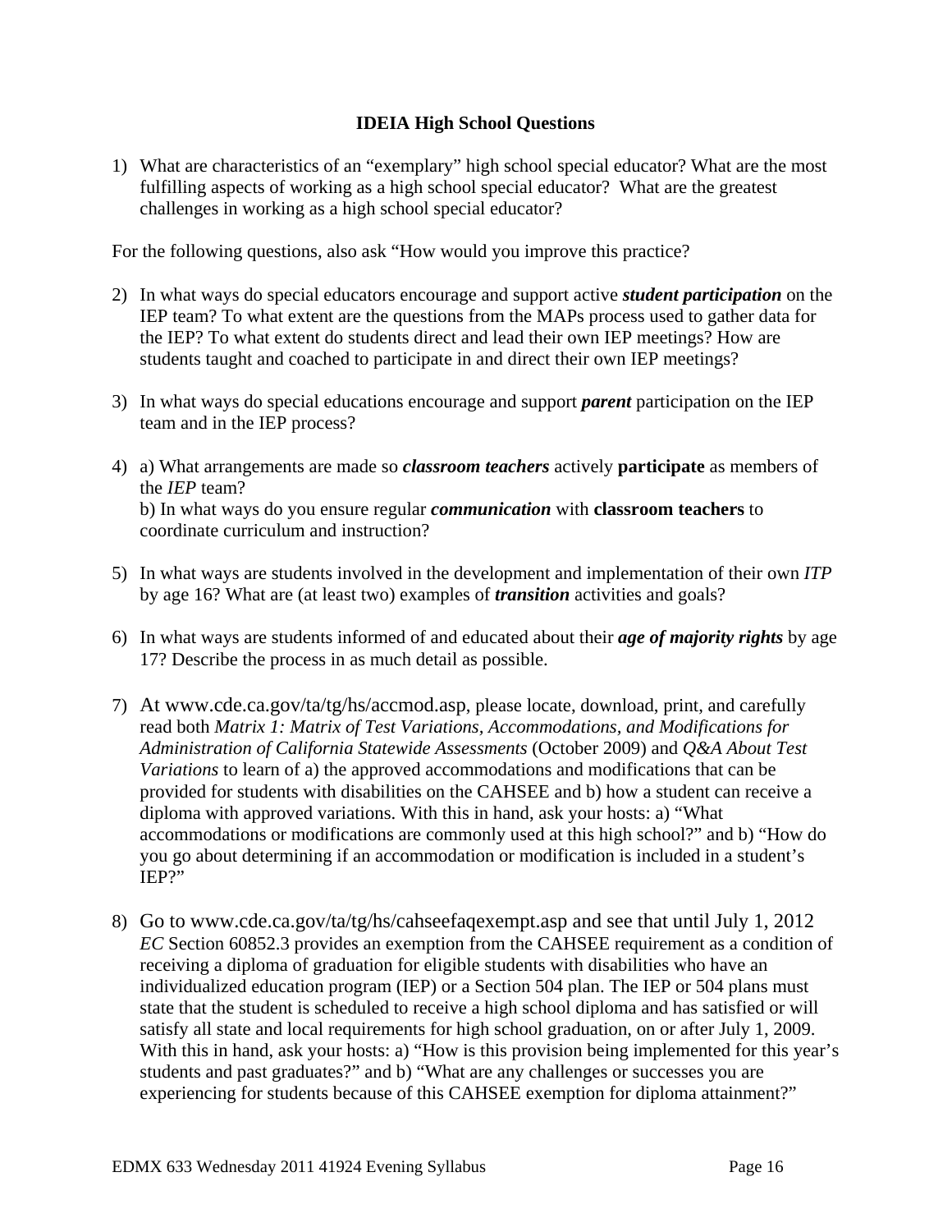**IDEIA High School Questions**

1) What are characteristics of an "exemplary" high school special educator? What are the most fulfilling aspects of working as a high school special educator? What are the greatest challenges in working as a high school special educator?

For the following questions, also ask "How would you improve this practice?

2) In what ways do special educators encourage and support active ***student participation*** on the IEP team? To what extent are the questions from the MAPs process used to gather data for the IEP? To what extent do students direct and lead their own IEP meetings? How are students taught and coached to participate in and direct their own IEP meetings?

3) In what ways do special educations encourage and support ***parent*** participation on the IEP team and in the IEP process?

4) a) What arrangements are made so ***classroom teachers*** actively **participate** as members of the *IEP* team?
   b) In what ways do you ensure regular ***communication*** with **classroom teachers** to coordinate curriculum and instruction?

5) In what ways are students involved in the development and implementation of their own *ITP* by age 16? What are (at least two) examples of ***transition*** activities and goals?

6) In what ways are students informed of and educated about their ***age of majority rights*** by age 17? Describe the process in as much detail as possible.

7) At www.cde.ca.gov/ta/tg/hs/accmod.asp, please locate, download, print, and carefully read both *Matrix 1: Matrix of Test Variations, Accommodations, and Modifications for Administration of California Statewide Assessments* (October 2009) and *Q&A About Test Variations* to learn of a) the approved accommodations and modifications that can be provided for students with disabilities on the CAHSEE and b) how a student can receive a diploma with approved variations. With this in hand, ask your hosts: a) "What accommodations or modifications are commonly used at this high school?" and b) "How do you go about determining if an accommodation or modification is included in a student's IEP?"

8) Go to www.cde.ca.gov/ta/tg/hs/cahseefaqexempt.asp and see that until July 1, 2012 *EC* Section 60852.3 provides an exemption from the CAHSEE requirement as a condition of receiving a diploma of graduation for eligible students with disabilities who have an individualized education program (IEP) or a Section 504 plan. The IEP or 504 plans must state that the student is scheduled to receive a high school diploma and has satisfied or will satisfy all state and local requirements for high school graduation, on or after July 1, 2009. With this in hand, ask your hosts: a) "How is this provision being implemented for this year's students and past graduates?" and b) "What are any challenges or successes you are experiencing for students because of this CAHSEE exemption for diploma attainment?"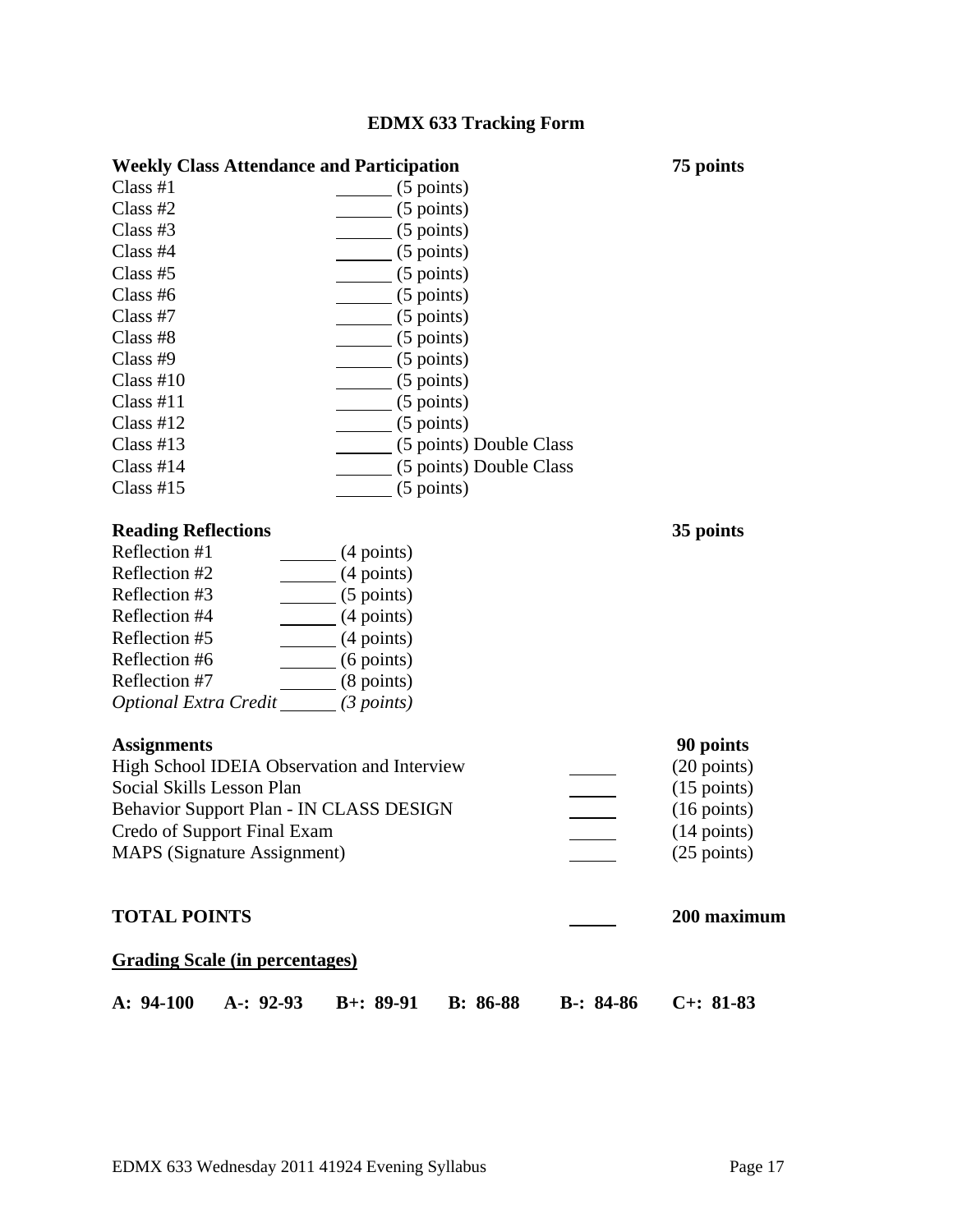# EDMX 633 Tracking Form

| **Weekly Class Attendance and Participation** | | **75 points** |
|---|---|---|
| Class #1 | ______ (5 points) | |
| Class #2 | ______ (5 points) | |
| Class #3 | ______ (5 points) | |
| Class #4 | ______ (5 points) | |
| Class #5 | ______ (5 points) | |
| Class #6 | ______ (5 points) | |
| Class #7 | ______ (5 points) | |
| Class #8 | ______ (5 points) | |
| Class #9 | ______ (5 points) | |
| Class #10 | ______ (5 points) | |
| Class #11 | ______ (5 points) | |
| Class #12 | ______ (5 points) | |
| Class #13 | ______ (5 points) Double Class | |
| Class #14 | ______ (5 points) Double Class | |
| Class #15 | ______ (5 points) | |

| **Reading Reflections** | | **35 points** |
|---|---|---|
| Reflection #1 | ______ (4 points) | |
| Reflection #2 | ______ (4 points) | |
| Reflection #3 | ______ (5 points) | |
| Reflection #4 | ______ (4 points) | |
| Reflection #5 | ______ (4 points) | |
| Reflection #6 | ______ (6 points) | |
| Reflection #7 | ______ (8 points) | |
| *Optional Extra Credit* | ______ *(3 points)* | |

| **Assignments** | | **90 points** |
|---|---|---|
| High School IDEIA Observation and Interview | ______ | (20 points) |
| Social Skills Lesson Plan | ______ | (15 points) |
| Behavior Support Plan - IN CLASS DESIGN | ______ | (16 points) |
| Credo of Support Final Exam | ______ | (14 points) |
| MAPS (Signature Assignment) | ______ | (25 points) |

| **TOTAL POINTS** | ______ | **200 maximum** |
|---|---|---|

**<u>Grading Scale (in percentages)</u>**

**A: 94-100 A-: 92-93 B+: 89-91 B: 86-88 B-: 84-86 C+: 81-83**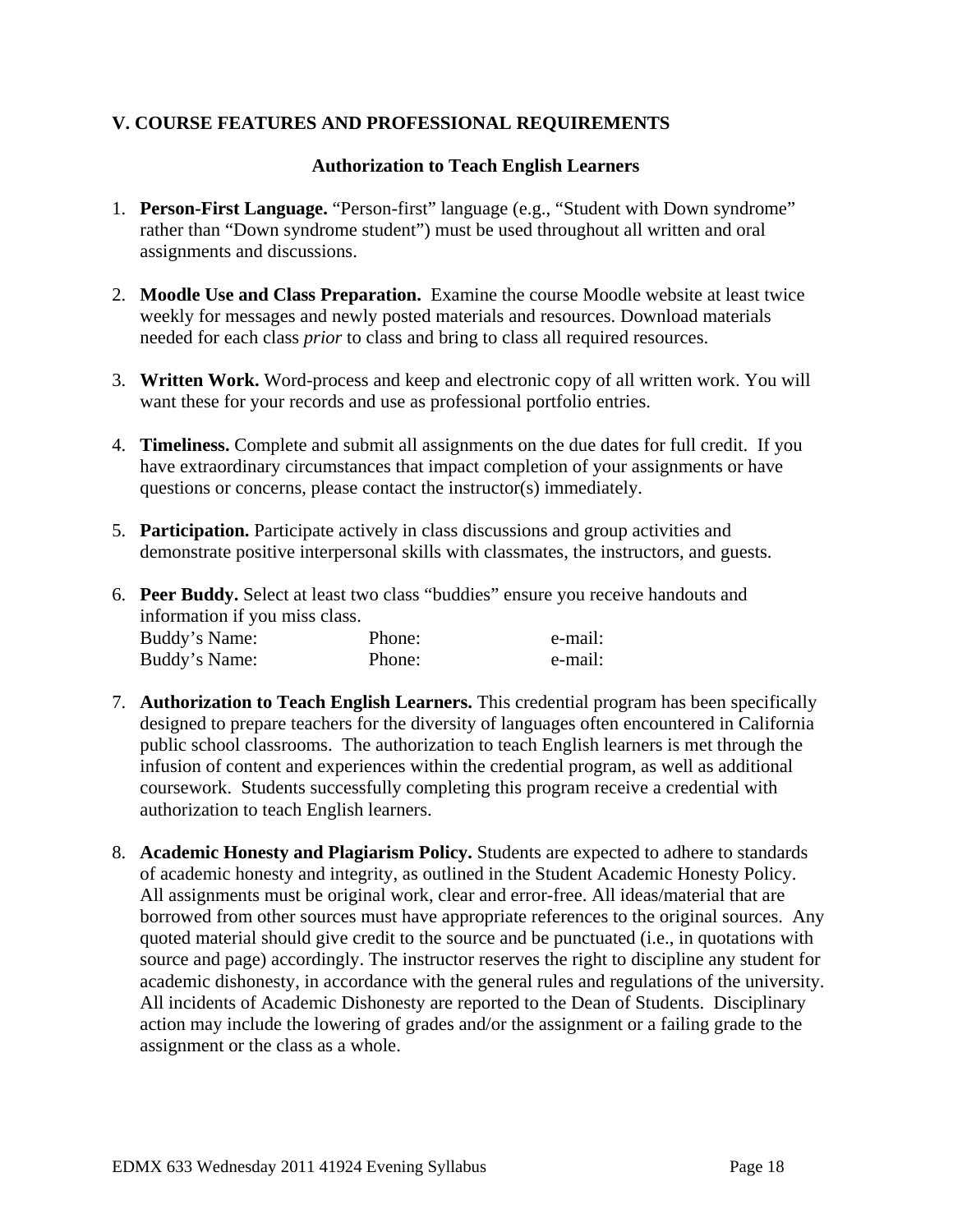## V. COURSE FEATURES AND PROFESSIONAL REQUIREMENTS

### Authorization to Teach English Learners

1. **Person-First Language.** "Person-first" language (e.g., "Student with Down syndrome" rather than "Down syndrome student") must be used throughout all written and oral assignments and discussions.

2. **Moodle Use and Class Preparation.** Examine the course Moodle website at least twice weekly for messages and newly posted materials and resources. Download materials needed for each class *prior* to class and bring to class all required resources.

3. **Written Work.** Word-process and keep and electronic copy of all written work. You will want these for your records and use as professional portfolio entries.

4. **Timeliness.** Complete and submit all assignments on the due dates for full credit. If you have extraordinary circumstances that impact completion of your assignments or have questions or concerns, please contact the instructor(s) immediately.

5. **Participation.** Participate actively in class discussions and group activities and demonstrate positive interpersonal skills with classmates, the instructors, and guests.

6. **Peer Buddy.** Select at least two class "buddies" ensure you receive handouts and information if you miss class.

   | Buddy's Name: | Phone: | e-mail: |
   |---|---|---|
   | Buddy's Name: | Phone: | e-mail: |

7. **Authorization to Teach English Learners.** This credential program has been specifically designed to prepare teachers for the diversity of languages often encountered in California public school classrooms. The authorization to teach English learners is met through the infusion of content and experiences within the credential program, as well as additional coursework. Students successfully completing this program receive a credential with authorization to teach English learners.

8. **Academic Honesty and Plagiarism Policy.** Students are expected to adhere to standards of academic honesty and integrity, as outlined in the Student Academic Honesty Policy. All assignments must be original work, clear and error-free. All ideas/material that are borrowed from other sources must have appropriate references to the original sources. Any quoted material should give credit to the source and be punctuated (i.e., in quotations with source and page) accordingly. The instructor reserves the right to discipline any student for academic dishonesty, in accordance with the general rules and regulations of the university. All incidents of Academic Dishonesty are reported to the Dean of Students. Disciplinary action may include the lowering of grades and/or the assignment or a failing grade to the assignment or the class as a whole.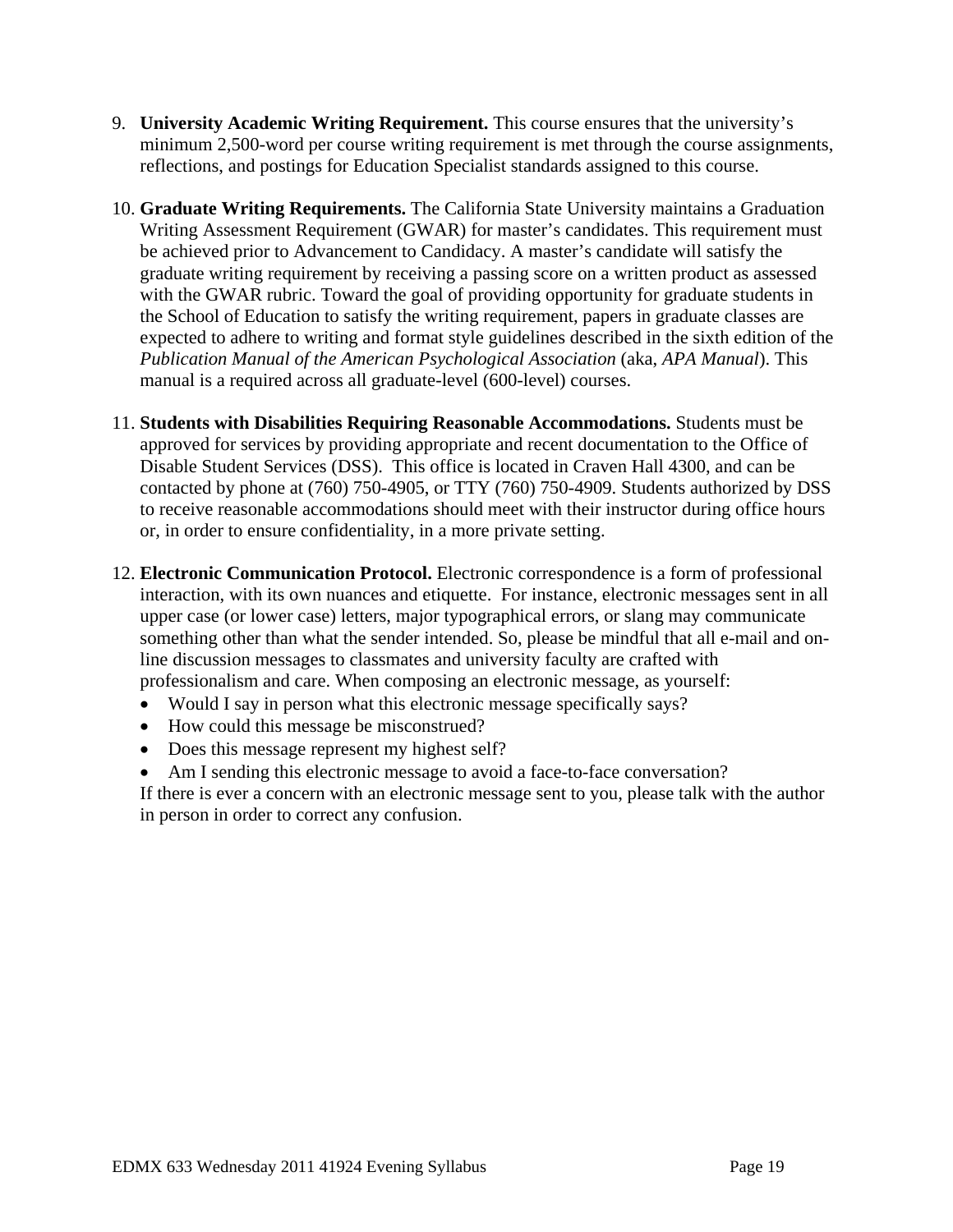9. **University Academic Writing Requirement.** This course ensures that the university's minimum 2,500-word per course writing requirement is met through the course assignments, reflections, and postings for Education Specialist standards assigned to this course.

10. **Graduate Writing Requirements.** The California State University maintains a Graduation Writing Assessment Requirement (GWAR) for master's candidates. This requirement must be achieved prior to Advancement to Candidacy. A master's candidate will satisfy the graduate writing requirement by receiving a passing score on a written product as assessed with the GWAR rubric. Toward the goal of providing opportunity for graduate students in the School of Education to satisfy the writing requirement, papers in graduate classes are expected to adhere to writing and format style guidelines described in the sixth edition of the *Publication Manual of the American Psychological Association* (aka, *APA Manual*). This manual is a required across all graduate-level (600-level) courses.

11. **Students with Disabilities Requiring Reasonable Accommodations.** Students must be approved for services by providing appropriate and recent documentation to the Office of Disable Student Services (DSS). This office is located in Craven Hall 4300, and can be contacted by phone at (760) 750-4905, or TTY (760) 750-4909. Students authorized by DSS to receive reasonable accommodations should meet with their instructor during office hours or, in order to ensure confidentiality, in a more private setting.

12. **Electronic Communication Protocol.** Electronic correspondence is a form of professional interaction, with its own nuances and etiquette. For instance, electronic messages sent in all upper case (or lower case) letters, major typographical errors, or slang may communicate something other than what the sender intended. So, please be mindful that all e-mail and on-line discussion messages to classmates and university faculty are crafted with professionalism and care. When composing an electronic message, as yourself:
    - Would I say in person what this electronic message specifically says?
    - How could this message be misconstrued?
    - Does this message represent my highest self?
    - Am I sending this electronic message to avoid a face-to-face conversation?

    If there is ever a concern with an electronic message sent to you, please talk with the author in person in order to correct any confusion.